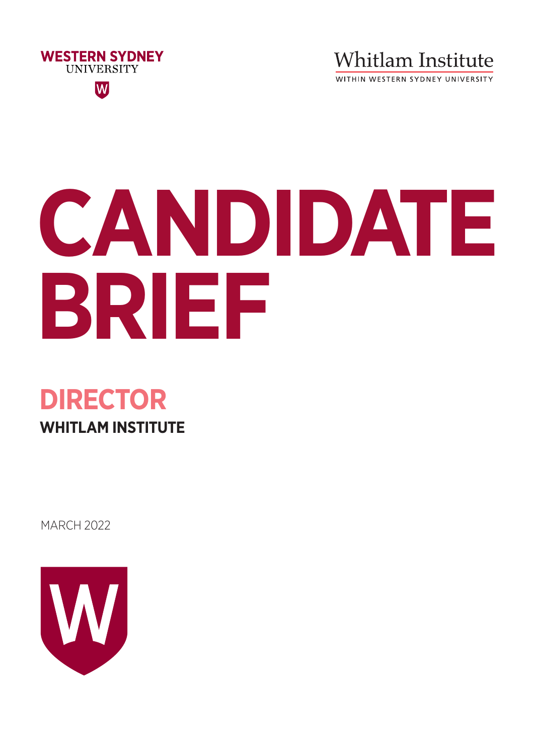WESTERN SYDNEY UNIVERSITY

Whitlam Institute

WITHIN WESTERN SYDNEY UNIVERSITY

# CANDIDATE BRIEF

## DIRECTOR

### WHITLAM INSTITUTE

MARCH 2022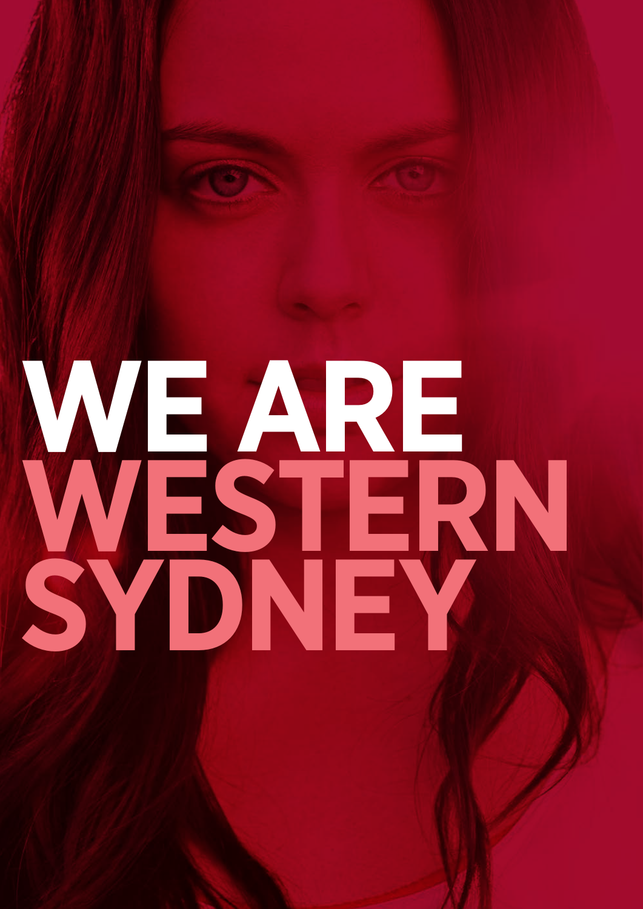# WE ARE WESTERN SYDNEY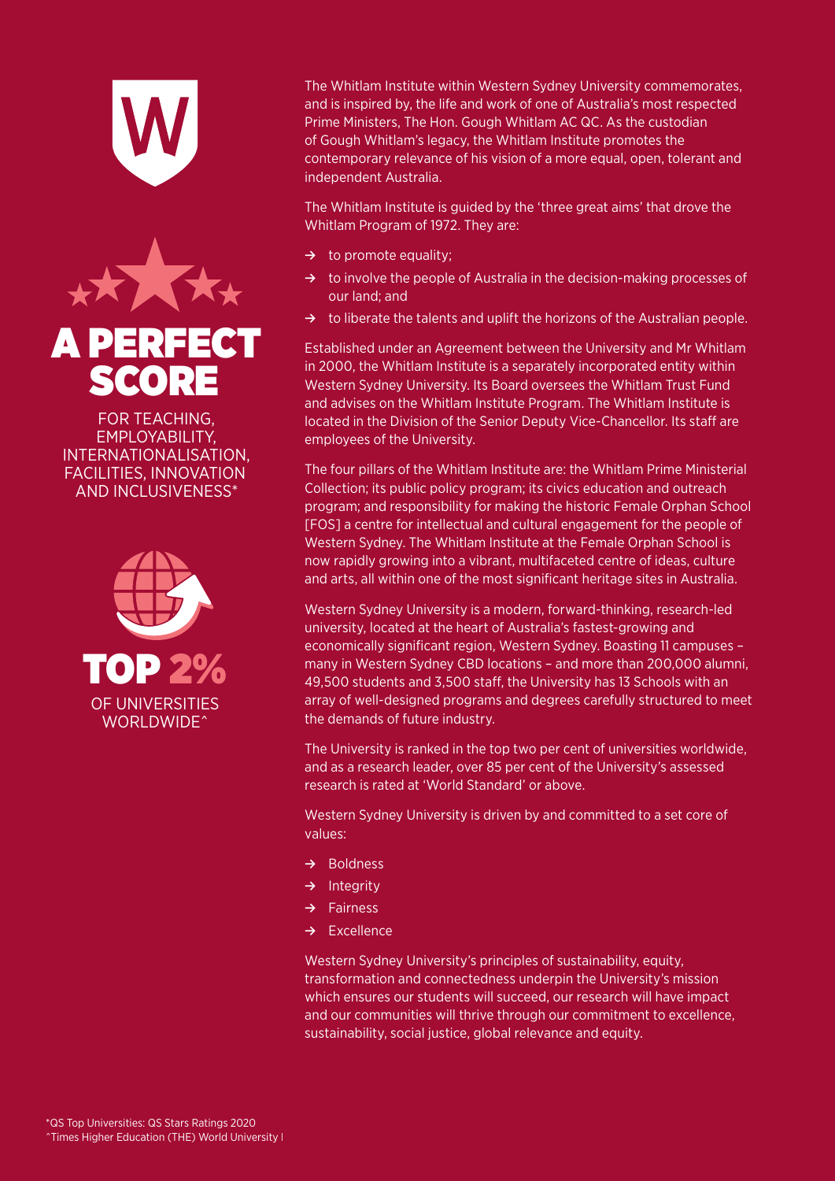**A PERFECT SCORE**

FOR TEACHING, EMPLOYABILITY, INTERNATIONALISATION, FACILITIES, INNOVATION AND INCLUSIVENESS*

**TOP 2%**

OF UNIVERSITIES WORLDWIDE^

The Whitlam Institute within Western Sydney University commemorates, and is inspired by, the life and work of one of Australia's most respected Prime Ministers, The Hon. Gough Whitlam AC QC. As the custodian of Gough Whitlam's legacy, the Whitlam Institute promotes the contemporary relevance of his vision of a more equal, open, tolerant and independent Australia.

The Whitlam Institute is guided by the 'three great aims' that drove the Whitlam Program of 1972. They are:

- → to promote equality;
- → to involve the people of Australia in the decision-making processes of our land; and
- → to liberate the talents and uplift the horizons of the Australian people.

Established under an Agreement between the University and Mr Whitlam in 2000, the Whitlam Institute is a separately incorporated entity within Western Sydney University. Its Board oversees the Whitlam Trust Fund and advises on the Whitlam Institute Program. The Whitlam Institute is located in the Division of the Senior Deputy Vice-Chancellor. Its staff are employees of the University.

The four pillars of the Whitlam Institute are: the Whitlam Prime Ministerial Collection; its public policy program; its civics education and outreach program; and responsibility for making the historic Female Orphan School [FOS] a centre for intellectual and cultural engagement for the people of Western Sydney. The Whitlam Institute at the Female Orphan School is now rapidly growing into a vibrant, multifaceted centre of ideas, culture and arts, all within one of the most significant heritage sites in Australia.

Western Sydney University is a modern, forward-thinking, research-led university, located at the heart of Australia's fastest-growing and economically significant region, Western Sydney. Boasting 11 campuses – many in Western Sydney CBD locations – and more than 200,000 alumni, 49,500 students and 3,500 staff, the University has 13 Schools with an array of well-designed programs and degrees carefully structured to meet the demands of future industry.

The University is ranked in the top two per cent of universities worldwide, and as a research leader, over 85 per cent of the University's assessed research is rated at 'World Standard' or above.

Western Sydney University is driven by and committed to a set core of values:

- → Boldness
- → Integrity
- → Fairness
- → Excellence

Western Sydney University's principles of sustainability, equity, transformation and connectedness underpin the University's mission which ensures our students will succeed, our research will have impact and our communities will thrive through our commitment to excellence, sustainability, social justice, global relevance and equity.

*QS Top Universities: QS Stars Ratings 2020
^Times Higher Education (THE) World University I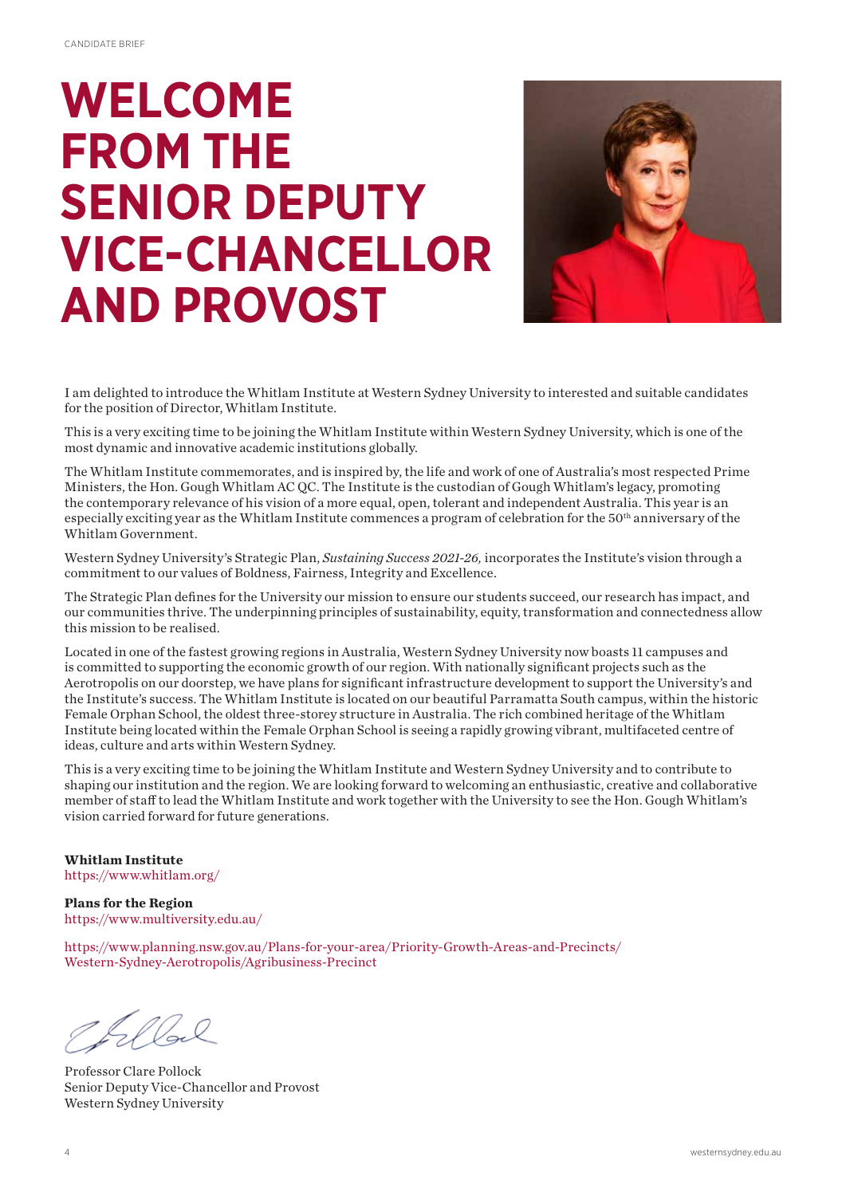# WELCOME FROM THE SENIOR DEPUTY VICE-CHANCELLOR AND PROVOST

I am delighted to introduce the Whitlam Institute at Western Sydney University to interested and suitable candidates for the position of Director, Whitlam Institute.

This is a very exciting time to be joining the Whitlam Institute within Western Sydney University, which is one of the most dynamic and innovative academic institutions globally.

The Whitlam Institute commemorates, and is inspired by, the life and work of one of Australia's most respected Prime Ministers, the Hon. Gough Whitlam AC QC. The Institute is the custodian of Gough Whitlam's legacy, promoting the contemporary relevance of his vision of a more equal, open, tolerant and independent Australia. This year is an especially exciting year as the Whitlam Institute commences a program of celebration for the 50th anniversary of the Whitlam Government.

Western Sydney University's Strategic Plan, *Sustaining Success 2021-26,* incorporates the Institute's vision through a commitment to our values of Boldness, Fairness, Integrity and Excellence.

The Strategic Plan defines for the University our mission to ensure our students succeed, our research has impact, and our communities thrive. The underpinning principles of sustainability, equity, transformation and connectedness allow this mission to be realised.

Located in one of the fastest growing regions in Australia, Western Sydney University now boasts 11 campuses and is committed to supporting the economic growth of our region. With nationally significant projects such as the Aerotropolis on our doorstep, we have plans for significant infrastructure development to support the University's and the Institute's success. The Whitlam Institute is located on our beautiful Parramatta South campus, within the historic Female Orphan School, the oldest three-storey structure in Australia. The rich combined heritage of the Whitlam Institute being located within the Female Orphan School is seeing a rapidly growing vibrant, multifaceted centre of ideas, culture and arts within Western Sydney.

This is a very exciting time to be joining the Whitlam Institute and Western Sydney University and to contribute to shaping our institution and the region. We are looking forward to welcoming an enthusiastic, creative and collaborative member of staff to lead the Whitlam Institute and work together with the University to see the Hon. Gough Whitlam's vision carried forward for future generations.

**Whitlam Institute**
https://www.whitlam.org/

**Plans for the Region**
https://www.multiversity.edu.au/

https://www.planning.nsw.gov.au/Plans-for-your-area/Priority-Growth-Areas-and-Precincts/Western-Sydney-Aerotropolis/Agribusiness-Precinct

Professor Clare Pollock
Senior Deputy Vice-Chancellor and Provost
Western Sydney University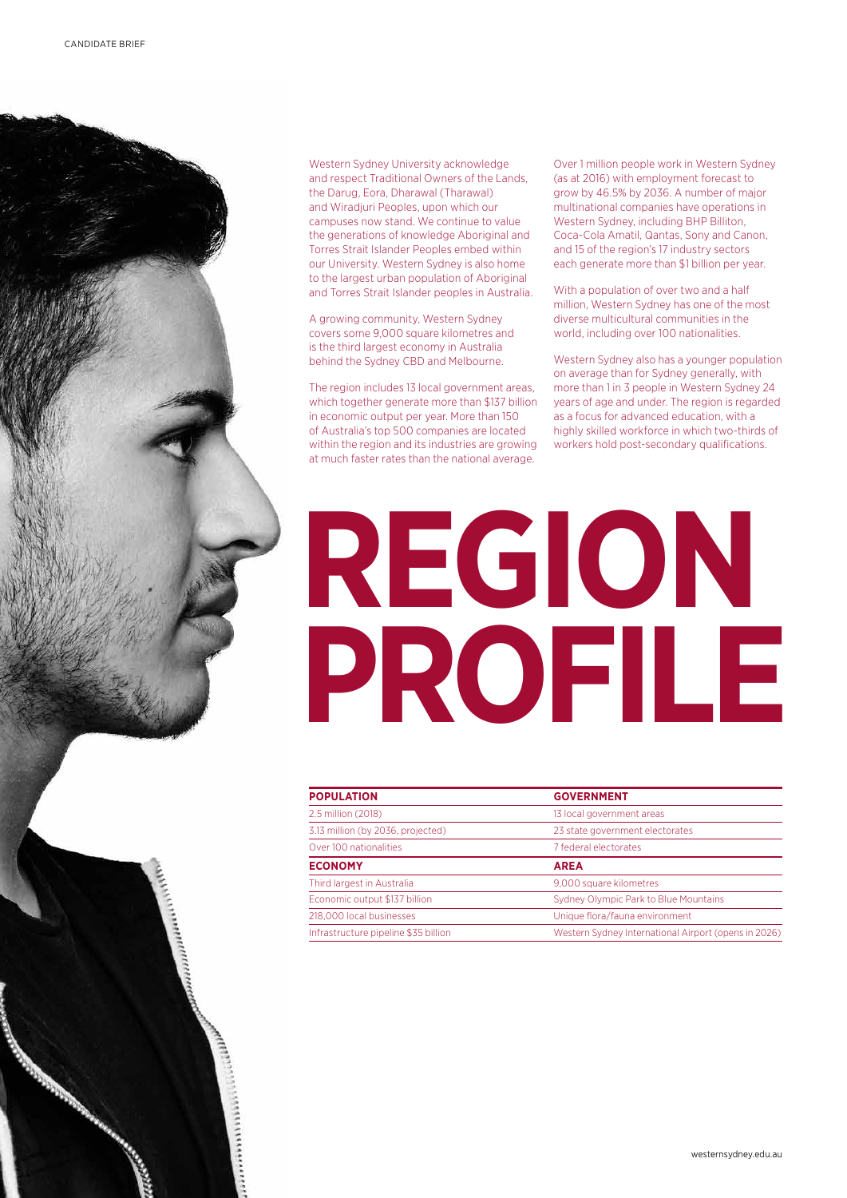# REGION PROFILE

Western Sydney University acknowledge and respect Traditional Owners of the Lands, the Darug, Eora, Dharawal (Tharawal) and Wiradjuri Peoples, upon which our campuses now stand. We continue to value the generations of knowledge Aboriginal and Torres Strait Islander Peoples embed within our University. Western Sydney is also home to the largest urban population of Aboriginal and Torres Strait Islander peoples in Australia.

A growing community, Western Sydney covers some 9,000 square kilometres and is the third largest economy in Australia behind the Sydney CBD and Melbourne.

The region includes 13 local government areas, which together generate more than $137 billion in economic output per year. More than 150 of Australia's top 500 companies are located within the region and its industries are growing at much faster rates than the national average.

Over 1 million people work in Western Sydney (as at 2016) with employment forecast to grow by 46.5% by 2036. A number of major multinational companies have operations in Western Sydney, including BHP Billiton, Coca-Cola Amatil, Qantas, Sony and Canon, and 15 of the region's 17 industry sectors each generate more than $1 billion per year.

With a population of over two and a half million, Western Sydney has one of the most diverse multicultural communities in the world, including over 100 nationalities.

Western Sydney also has a younger population on average than for Sydney generally, with more than 1 in 3 people in Western Sydney 24 years of age and under. The region is regarded as a focus for advanced education, with a highly skilled workforce in which two-thirds of workers hold post-secondary qualifications.

| **POPULATION** | **GOVERNMENT** |
|---|---|
| 2.5 million (2018) | 13 local government areas |
| 3.13 million (by 2036, projected) | 23 state government electorates |
| Over 100 nationalities | 7 federal electorates |
| **ECONOMY** | **AREA** |
| Third largest in Australia | 9,000 square kilometres |
| Economic output $137 billion | Sydney Olympic Park to Blue Mountains |
| 218,000 local businesses | Unique flora/fauna environment |
| Infrastructure pipeline $35 billion | Western Sydney International Airport (opens in 2026) |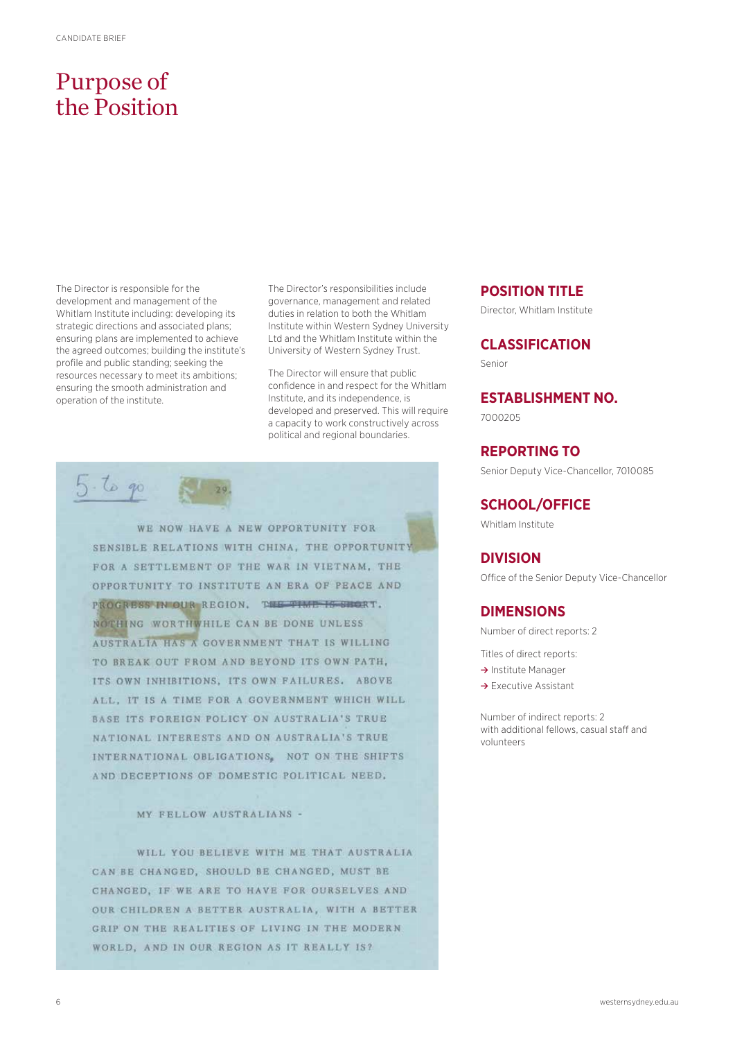# Purpose of the Position

The Director is responsible for the development and management of the Whitlam Institute including: developing its strategic directions and associated plans; ensuring plans are implemented to achieve the agreed outcomes; building the institute's profile and public standing; seeking the resources necessary to meet its ambitions; ensuring the smooth administration and operation of the institute.

The Director's responsibilities include governance, management and related duties in relation to both the Whitlam Institute within Western Sydney University Ltd and the Whitlam Institute within the University of Western Sydney Trust.

The Director will ensure that public confidence in and respect for the Whitlam Institute, and its independence, is developed and preserved. This will require a capacity to work constructively across political and regional boundaries.

5. to go

29.

WE NOW HAVE A NEW OPPORTUNITY FOR SENSIBLE RELATIONS WITH CHINA, THE OPPORTUNITY FOR A SETTLEMENT OF THE WAR IN VIETNAM, THE OPPORTUNITY TO INSTITUTE AN ERA OF PEACE AND PROGRESS IN OUR REGION. ~~THE TIME IS SHORT.~~ NOTHING WORTHWHILE CAN BE DONE UNLESS AUSTRALIA HAS A GOVERNMENT THAT IS WILLING TO BREAK OUT FROM AND BEYOND ITS OWN PATH, ITS OWN INHIBITIONS, ITS OWN FAILURES. ABOVE ALL, IT IS A TIME FOR A GOVERNMENT WHICH WILL BASE ITS FOREIGN POLICY ON AUSTRALIA'S TRUE NATIONAL INTERESTS AND ON AUSTRALIA'S TRUE INTERNATIONAL OBLIGATIONS, NOT ON THE SHIFTS AND DECEPTIONS OF DOMESTIC POLITICAL NEED.

MY FELLOW AUSTRALIANS -

WILL YOU BELIEVE WITH ME THAT AUSTRALIA CAN BE CHANGED, SHOULD BE CHANGED, MUST BE CHANGED, IF WE ARE TO HAVE FOR OURSELVES AND OUR CHILDREN A BETTER AUSTRALIA, WITH A BETTER GRIP ON THE REALITIES OF LIVING IN THE MODERN WORLD, AND IN OUR REGION AS IT REALLY IS?

## POSITION TITLE

Director, Whitlam Institute

## CLASSIFICATION

Senior

## ESTABLISHMENT NO.

7000205

## REPORTING TO

Senior Deputy Vice-Chancellor, 7010085

## SCHOOL/OFFICE

Whitlam Institute

## DIVISION

Office of the Senior Deputy Vice-Chancellor

## DIMENSIONS

Number of direct reports: 2

Titles of direct reports:

- Institute Manager
- Executive Assistant

Number of indirect reports: 2 with additional fellows, casual staff and volunteers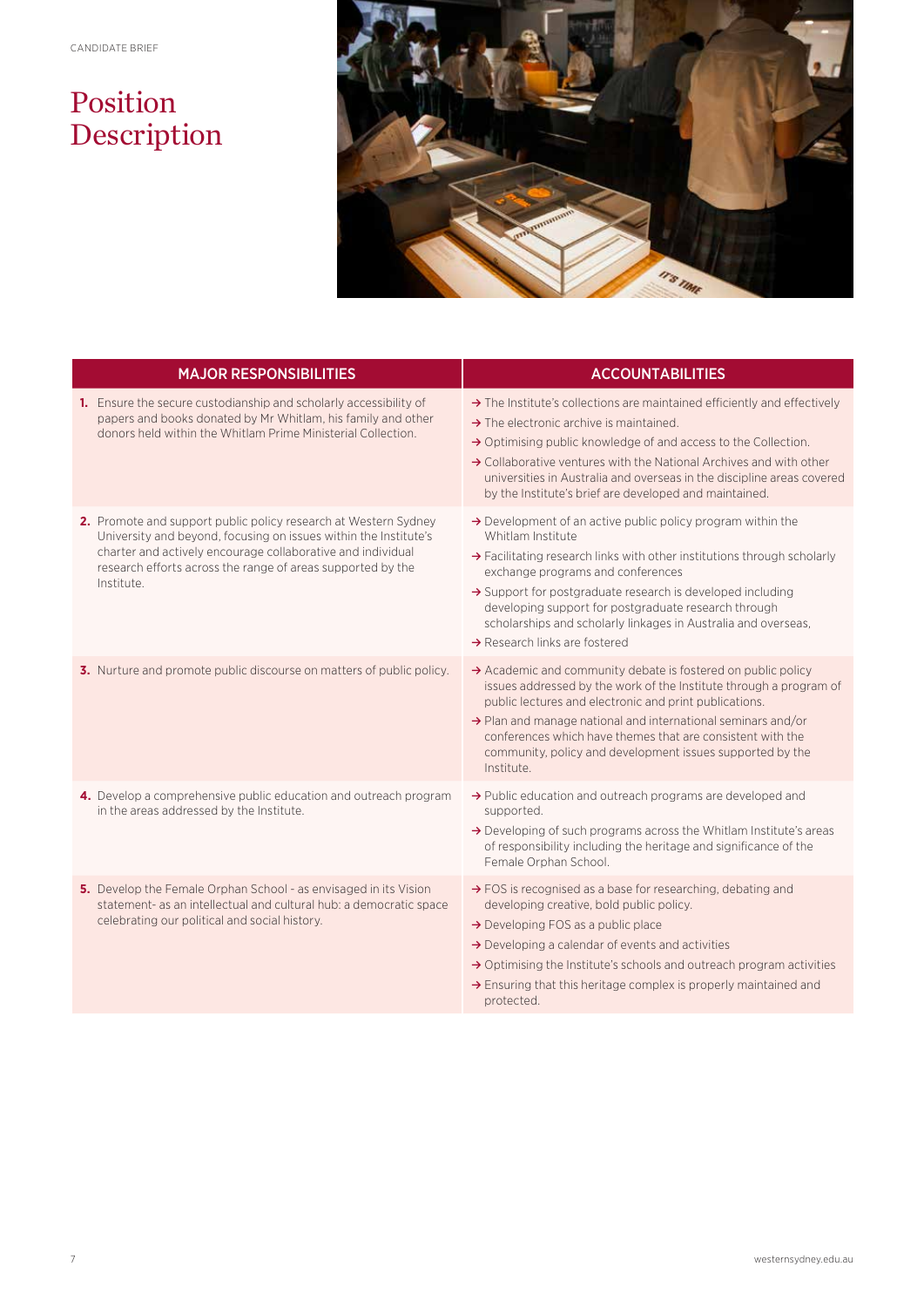# Position Description

| MAJOR RESPONSIBILITIES | ACCOUNTABILITIES |
| --- | --- |
| **1.** Ensure the secure custodianship and scholarly accessibility of papers and books donated by Mr Whitlam, his family and other donors held within the Whitlam Prime Ministerial Collection. | → The Institute's collections are maintained efficiently and effectively<br>→ The electronic archive is maintained.<br>→ Optimising public knowledge of and access to the Collection.<br>→ Collaborative ventures with the National Archives and with other universities in Australia and overseas in the discipline areas covered by the Institute's brief are developed and maintained. |
| **2.** Promote and support public policy research at Western Sydney University and beyond, focusing on issues within the Institute's charter and actively encourage collaborative and individual research efforts across the range of areas supported by the Institute. | → Development of an active public policy program within the Whitlam Institute<br>→ Facilitating research links with other institutions through scholarly exchange programs and conferences<br>→ Support for postgraduate research is developed including developing support for postgraduate research through scholarships and scholarly linkages in Australia and overseas,<br>→ Research links are fostered |
| **3.** Nurture and promote public discourse on matters of public policy. | → Academic and community debate is fostered on public policy issues addressed by the work of the Institute through a program of public lectures and electronic and print publications.<br>→ Plan and manage national and international seminars and/or conferences which have themes that are consistent with the community, policy and development issues supported by the Institute. |
| **4.** Develop a comprehensive public education and outreach program in the areas addressed by the Institute. | → Public education and outreach programs are developed and supported.<br>→ Developing of such programs across the Whitlam Institute's areas of responsibility including the heritage and significance of the Female Orphan School. |
| **5.** Develop the Female Orphan School - as envisaged in its Vision statement- as an intellectual and cultural hub: a democratic space celebrating our political and social history. | → FOS is recognised as a base for researching, debating and developing creative, bold public policy.<br>→ Developing FOS as a public place<br>→ Developing a calendar of events and activities<br>→ Optimising the Institute's schools and outreach program activities<br>→ Ensuring that this heritage complex is properly maintained and protected. |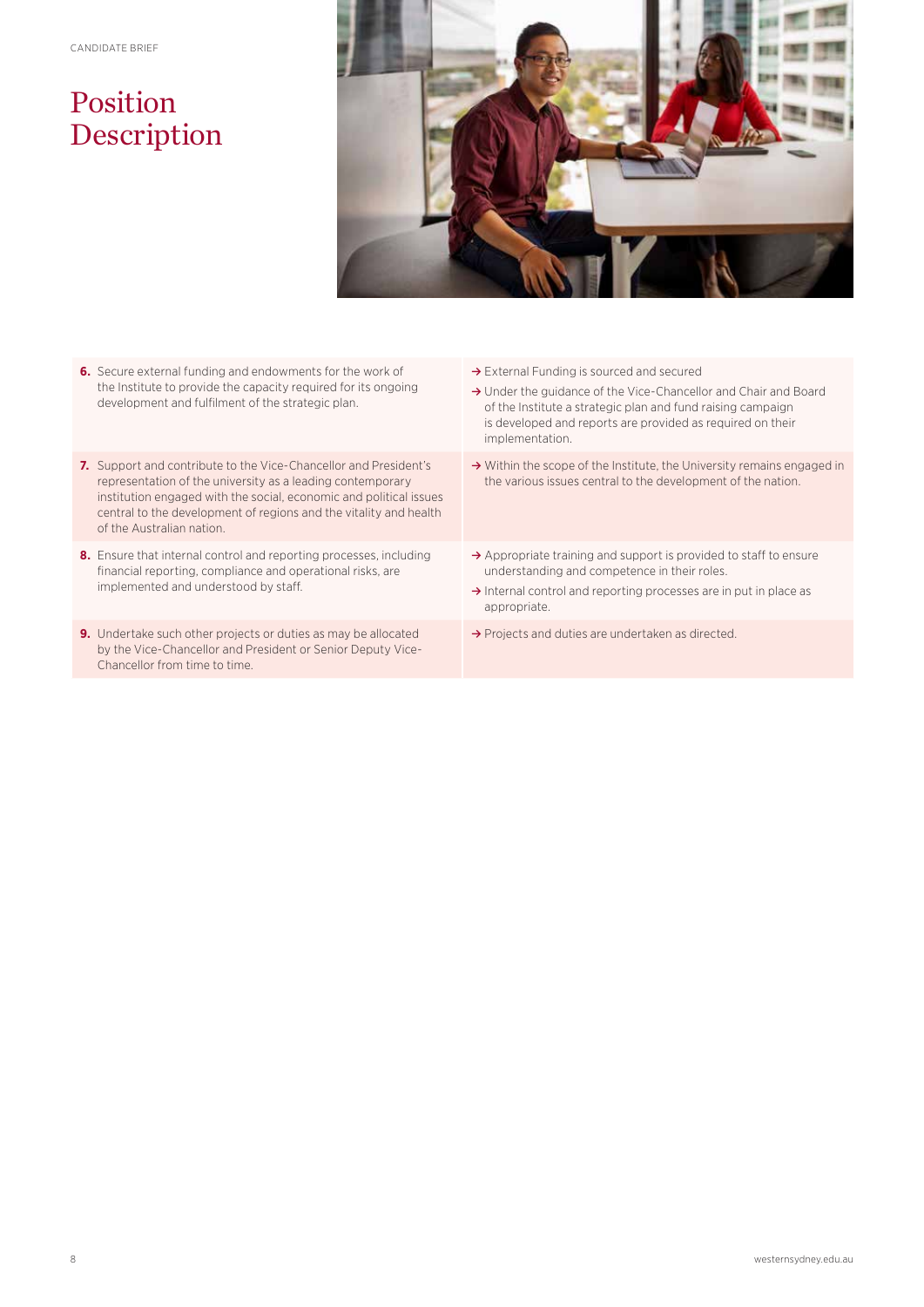# Position Description

| | |
|---|---|
| **6.** Secure external funding and endowments for the work of the Institute to provide the capacity required for its ongoing development and fulfilment of the strategic plan. | → External Funding is sourced and secured<br>→ Under the guidance of the Vice-Chancellor and Chair and Board of the Institute a strategic plan and fund raising campaign is developed and reports are provided as required on their implementation. |
| **7.** Support and contribute to the Vice-Chancellor and President's representation of the university as a leading contemporary institution engaged with the social, economic and political issues central to the development of regions and the vitality and health of the Australian nation. | → Within the scope of the Institute, the University remains engaged in the various issues central to the development of the nation. |
| **8.** Ensure that internal control and reporting processes, including financial reporting, compliance and operational risks, are implemented and understood by staff. | → Appropriate training and support is provided to staff to ensure understanding and competence in their roles.<br>→ Internal control and reporting processes are in put in place as appropriate. |
| **9.** Undertake such other projects or duties as may be allocated by the Vice-Chancellor and President or Senior Deputy Vice-Chancellor from time to time. | → Projects and duties are undertaken as directed. |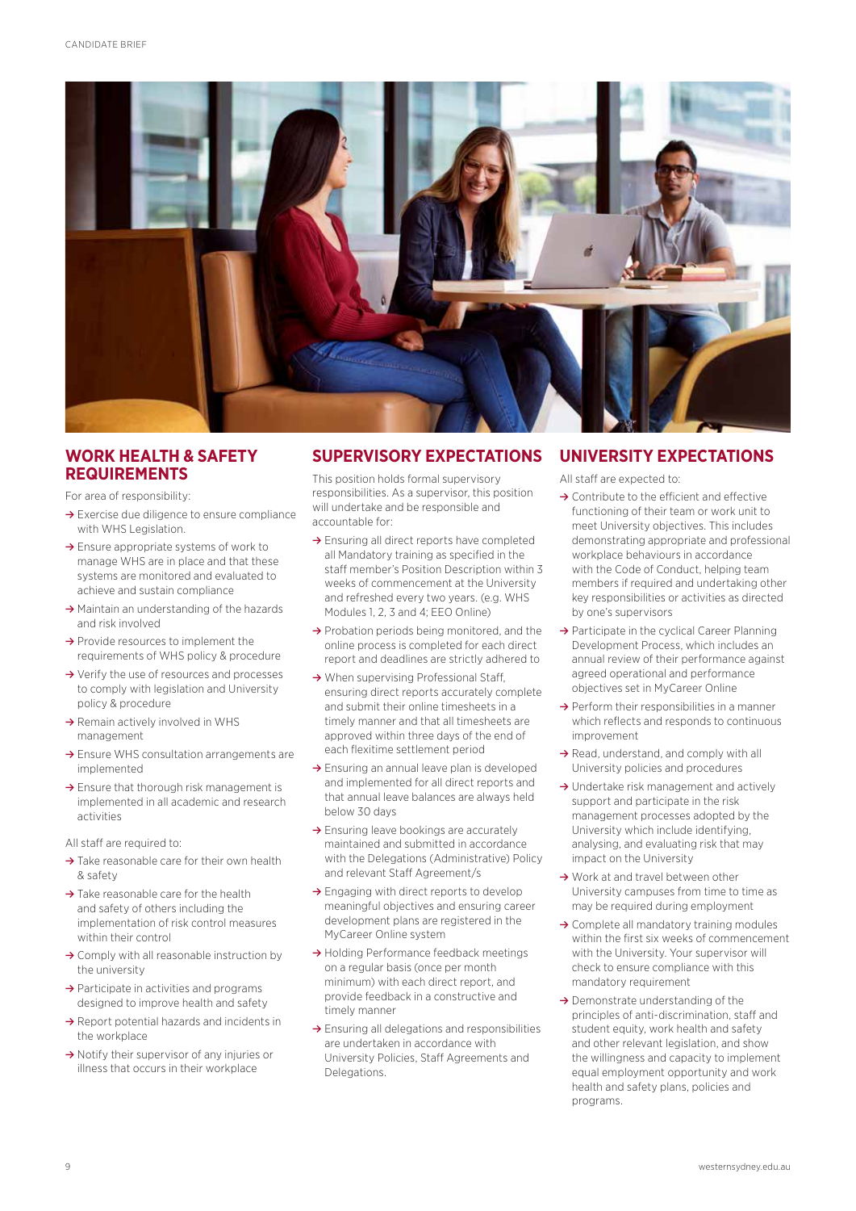## WORK HEALTH & SAFETY REQUIREMENTS

For area of responsibility:

- Exercise due diligence to ensure compliance with WHS Legislation.
- Ensure appropriate systems of work to manage WHS are in place and that these systems are monitored and evaluated to achieve and sustain compliance
- Maintain an understanding of the hazards and risk involved
- Provide resources to implement the requirements of WHS policy & procedure
- Verify the use of resources and processes to comply with legislation and University policy & procedure
- Remain actively involved in WHS management
- Ensure WHS consultation arrangements are implemented
- Ensure that thorough risk management is implemented in all academic and research activities

All staff are required to:

- Take reasonable care for their own health & safety
- Take reasonable care for the health and safety of others including the implementation of risk control measures within their control
- Comply with all reasonable instruction by the university
- Participate in activities and programs designed to improve health and safety
- Report potential hazards and incidents in the workplace
- Notify their supervisor of any injuries or illness that occurs in their workplace

## SUPERVISORY EXPECTATIONS

This position holds formal supervisory responsibilities. As a supervisor, this position will undertake and be responsible and accountable for:

- Ensuring all direct reports have completed all Mandatory training as specified in the staff member's Position Description within 3 weeks of commencement at the University and refreshed every two years. (e.g. WHS Modules 1, 2, 3 and 4; EEO Online)
- Probation periods being monitored, and the online process is completed for each direct report and deadlines are strictly adhered to
- When supervising Professional Staff, ensuring direct reports accurately complete and submit their online timesheets in a timely manner and that all timesheets are approved within three days of the end of each flexitime settlement period
- Ensuring an annual leave plan is developed and implemented for all direct reports and that annual leave balances are always held below 30 days
- Ensuring leave bookings are accurately maintained and submitted in accordance with the Delegations (Administrative) Policy and relevant Staff Agreement/s
- Engaging with direct reports to develop meaningful objectives and ensuring career development plans are registered in the MyCareer Online system
- Holding Performance feedback meetings on a regular basis (once per month minimum) with each direct report, and provide feedback in a constructive and timely manner
- Ensuring all delegations and responsibilities are undertaken in accordance with University Policies, Staff Agreements and Delegations.

## UNIVERSITY EXPECTATIONS

All staff are expected to:

- Contribute to the efficient and effective functioning of their team or work unit to meet University objectives. This includes demonstrating appropriate and professional workplace behaviours in accordance with the Code of Conduct, helping team members if required and undertaking other key responsibilities or activities as directed by one's supervisors
- Participate in the cyclical Career Planning Development Process, which includes an annual review of their performance against agreed operational and performance objectives set in MyCareer Online
- Perform their responsibilities in a manner which reflects and responds to continuous improvement
- Read, understand, and comply with all University policies and procedures
- Undertake risk management and actively support and participate in the risk management processes adopted by the University which include identifying, analysing, and evaluating risk that may impact on the University
- Work at and travel between other University campuses from time to time as may be required during employment
- Complete all mandatory training modules within the first six weeks of commencement with the University. Your supervisor will check to ensure compliance with this mandatory requirement
- Demonstrate understanding of the principles of anti-discrimination, staff and student equity, work health and safety and other relevant legislation, and show the willingness and capacity to implement equal employment opportunity and work health and safety plans, policies and programs.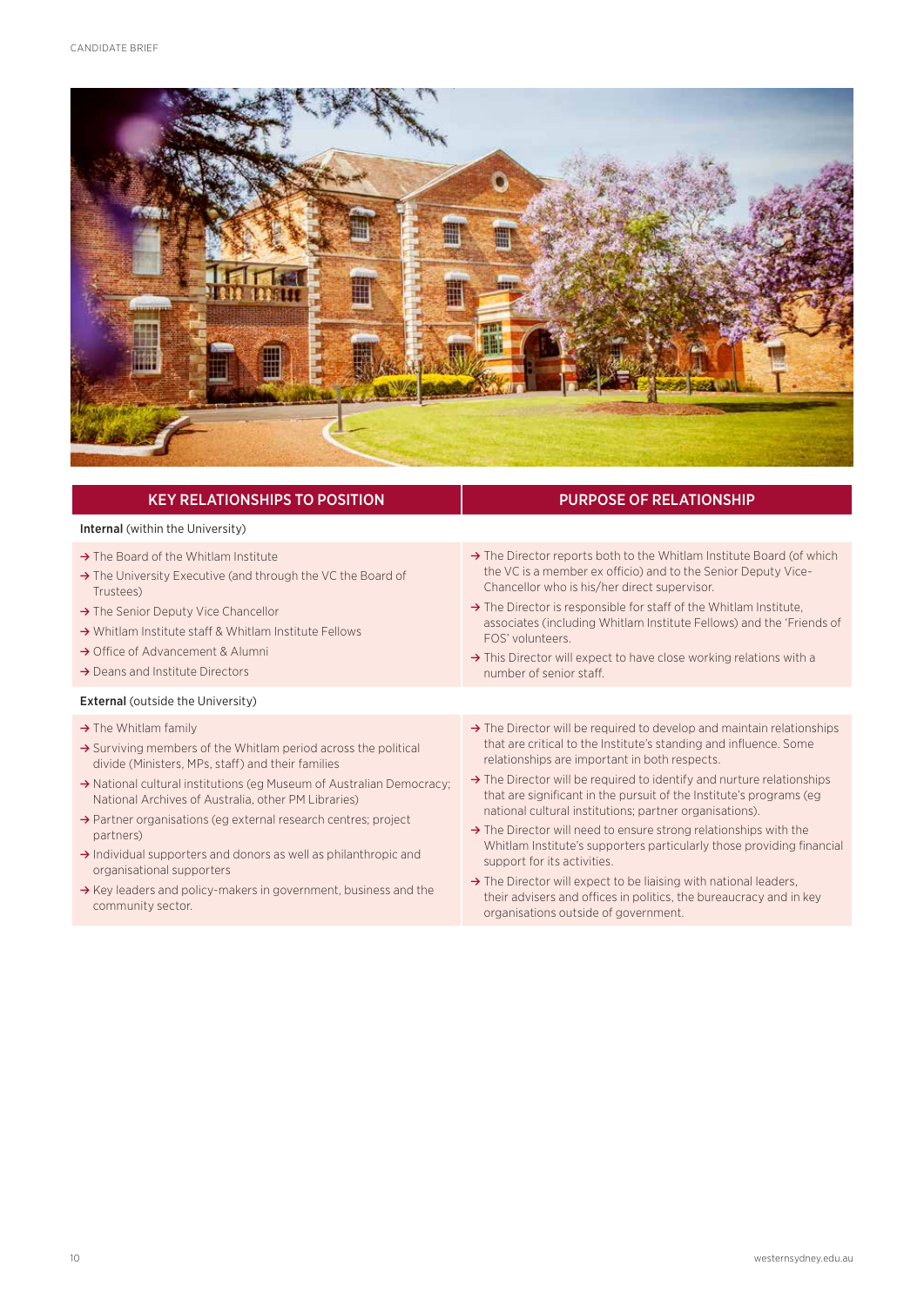| KEY RELATIONSHIPS TO POSITION | PURPOSE OF RELATIONSHIP |
|---|---|
| **Internal** (within the University) | |
| → The Board of the Whitlam Institute<br>→ The University Executive (and through the VC the Board of Trustees)<br>→ The Senior Deputy Vice Chancellor<br>→ Whitlam Institute staff & Whitlam Institute Fellows<br>→ Office of Advancement & Alumni<br>→ Deans and Institute Directors | → The Director reports both to the Whitlam Institute Board (of which the VC is a member ex officio) and to the Senior Deputy Vice-Chancellor who is his/her direct supervisor.<br>→ The Director is responsible for staff of the Whitlam Institute, associates (including Whitlam Institute Fellows) and the 'Friends of FOS' volunteers.<br>→ This Director will expect to have close working relations with a number of senior staff. |
| **External** (outside the University) | |
| → The Whitlam family<br>→ Surviving members of the Whitlam period across the political divide (Ministers, MPs, staff) and their families<br>→ National cultural institutions (eg Museum of Australian Democracy; National Archives of Australia, other PM Libraries)<br>→ Partner organisations (eg external research centres; project partners)<br>→ Individual supporters and donors as well as philanthropic and organisational supporters<br>→ Key leaders and policy-makers in government, business and the community sector. | → The Director will be required to develop and maintain relationships that are critical to the Institute's standing and influence. Some relationships are important in both respects.<br>→ The Director will be required to identify and nurture relationships that are significant in the pursuit of the Institute's programs (eg national cultural institutions; partner organisations).<br>→ The Director will need to ensure strong relationships with the Whitlam Institute's supporters particularly those providing financial support for its activities.<br>→ The Director will expect to be liaising with national leaders, their advisers and offices in politics, the bureaucracy and in key organisations outside of government. |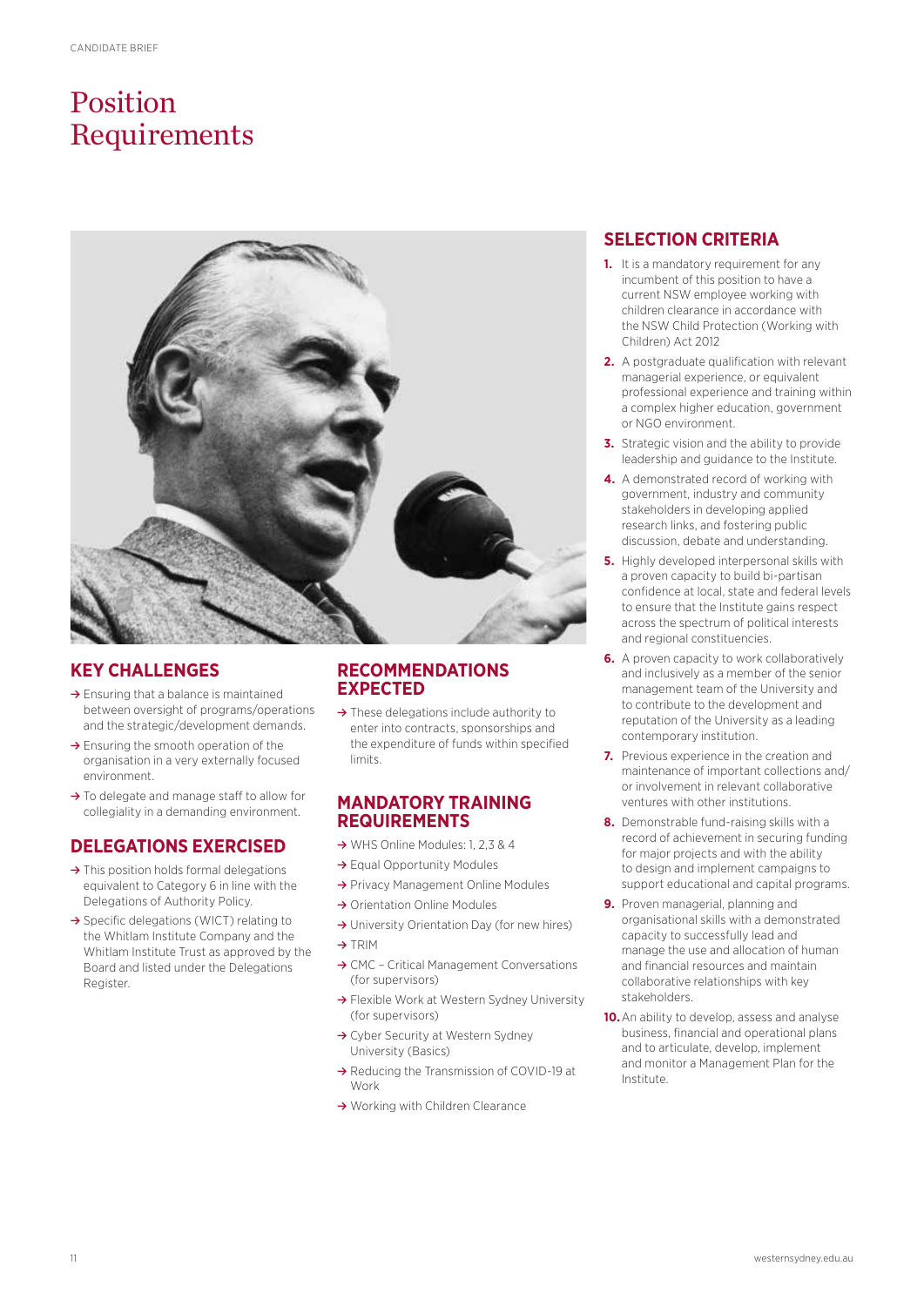# Position Requirements

## KEY CHALLENGES

- Ensuring that a balance is maintained between oversight of programs/operations and the strategic/development demands.
- Ensuring the smooth operation of the organisation in a very externally focused environment.
- To delegate and manage staff to allow for collegiality in a demanding environment.

## DELEGATIONS EXERCISED

- This position holds formal delegations equivalent to Category 6 in line with the Delegations of Authority Policy.
- Specific delegations (WICT) relating to the Whitlam Institute Company and the Whitlam Institute Trust as approved by the Board and listed under the Delegations Register.

## RECOMMENDATIONS EXPECTED

- These delegations include authority to enter into contracts, sponsorships and the expenditure of funds within specified limits.

## MANDATORY TRAINING REQUIREMENTS

- WHS Online Modules: 1, 2,3 & 4
- Equal Opportunity Modules
- Privacy Management Online Modules
- Orientation Online Modules
- University Orientation Day (for new hires)
- TRIM
- CMC – Critical Management Conversations (for supervisors)
- Flexible Work at Western Sydney University (for supervisors)
- Cyber Security at Western Sydney University (Basics)
- Reducing the Transmission of COVID-19 at Work
- Working with Children Clearance

## SELECTION CRITERIA

1. It is a mandatory requirement for any incumbent of this position to have a current NSW employee working with children clearance in accordance with the NSW Child Protection (Working with Children) Act 2012
2. A postgraduate qualification with relevant managerial experience, or equivalent professional experience and training within a complex higher education, government or NGO environment.
3. Strategic vision and the ability to provide leadership and guidance to the Institute.
4. A demonstrated record of working with government, industry and community stakeholders in developing applied research links, and fostering public discussion, debate and understanding.
5. Highly developed interpersonal skills with a proven capacity to build bi-partisan confidence at local, state and federal levels to ensure that the Institute gains respect across the spectrum of political interests and regional constituencies.
6. A proven capacity to work collaboratively and inclusively as a member of the senior management team of the University and to contribute to the development and reputation of the University as a leading contemporary institution.
7. Previous experience in the creation and maintenance of important collections and/or involvement in relevant collaborative ventures with other institutions.
8. Demonstrable fund-raising skills with a record of achievement in securing funding for major projects and with the ability to design and implement campaigns to support educational and capital programs.
9. Proven managerial, planning and organisational skills with a demonstrated capacity to successfully lead and manage the use and allocation of human and financial resources and maintain collaborative relationships with key stakeholders.
10. An ability to develop, assess and analyse business, financial and operational plans and to articulate, develop, implement and monitor a Management Plan for the Institute.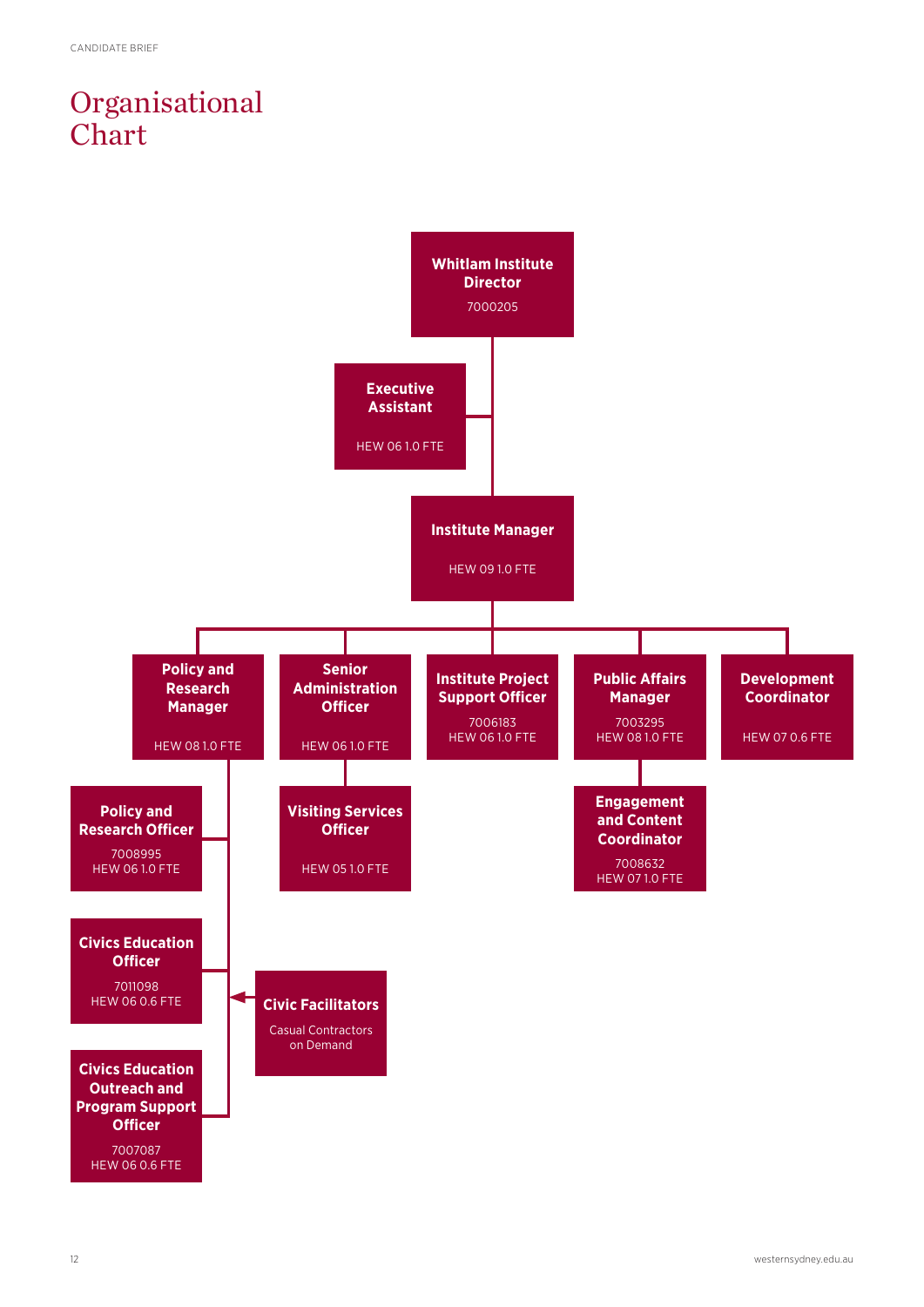# Organisational Chart

- **Whitlam Institute Director**
  7000205
  - **Executive Assistant**
    HEW 06 1.0 FTE
  - **Institute Manager**
    HEW 09 1.0 FTE
    - **Policy and Research Manager**
      HEW 08 1.0 FTE
      - **Policy and Research Officer**
        7008995
        HEW 06 1.0 FTE
      - **Civics Education Officer**
        7011098
        HEW 06 0.6 FTE
      - **Civics Education Outreach and Program Support Officer**
        7007087
        HEW 06 0.6 FTE
      - **Civic Facilitators**
        Casual Contractors on Demand
    - **Senior Administration Officer**
      HEW 06 1.0 FTE
      - **Visiting Services Officer**
        HEW 05 1.0 FTE
    - **Institute Project Support Officer**
      7006183
      HEW 06 1.0 FTE
    - **Public Affairs Manager**
      7003295
      HEW 08 1.0 FTE
      - **Engagement and Content Coordinator**
        7008632
        HEW 07 1.0 FTE
    - **Development Coordinator**
      HEW 07 0.6 FTE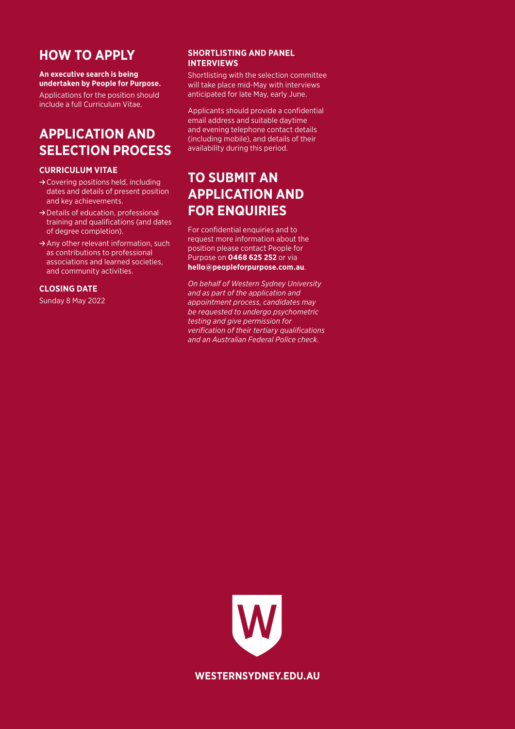## HOW TO APPLY

**An executive search is being undertaken by People for Purpose.**

Applications for the position should include a full Curriculum Vitae.

## APPLICATION AND SELECTION PROCESS

### CURRICULUM VITAE

- Covering positions held, including dates and details of present position and key achievements.
- Details of education, professional training and qualifications (and dates of degree completion).
- Any other relevant information, such as contributions to professional associations and learned societies, and community activities.

### CLOSING DATE

Sunday 8 May 2022

### SHORTLISTING AND PANEL INTERVIEWS

Shortlisting with the selection committee will take place mid-May with interviews anticipated for late May, early June.

Applicants should provide a confidential email address and suitable daytime and evening telephone contact details (including mobile), and details of their availability during this period.

## TO SUBMIT AN APPLICATION AND FOR ENQUIRIES

For confidential enquiries and to request more information about the position please contact People for Purpose on **0468 625 252** or via **hello@peopleforpurpose.com.au**.

*On behalf of Western Sydney University and as part of the application and appointment process, candidates may be requested to undergo psychometric testing and give permission for verification of their tertiary qualifications and an Australian Federal Police check.*

**WESTERNSYDNEY.EDU.AU**